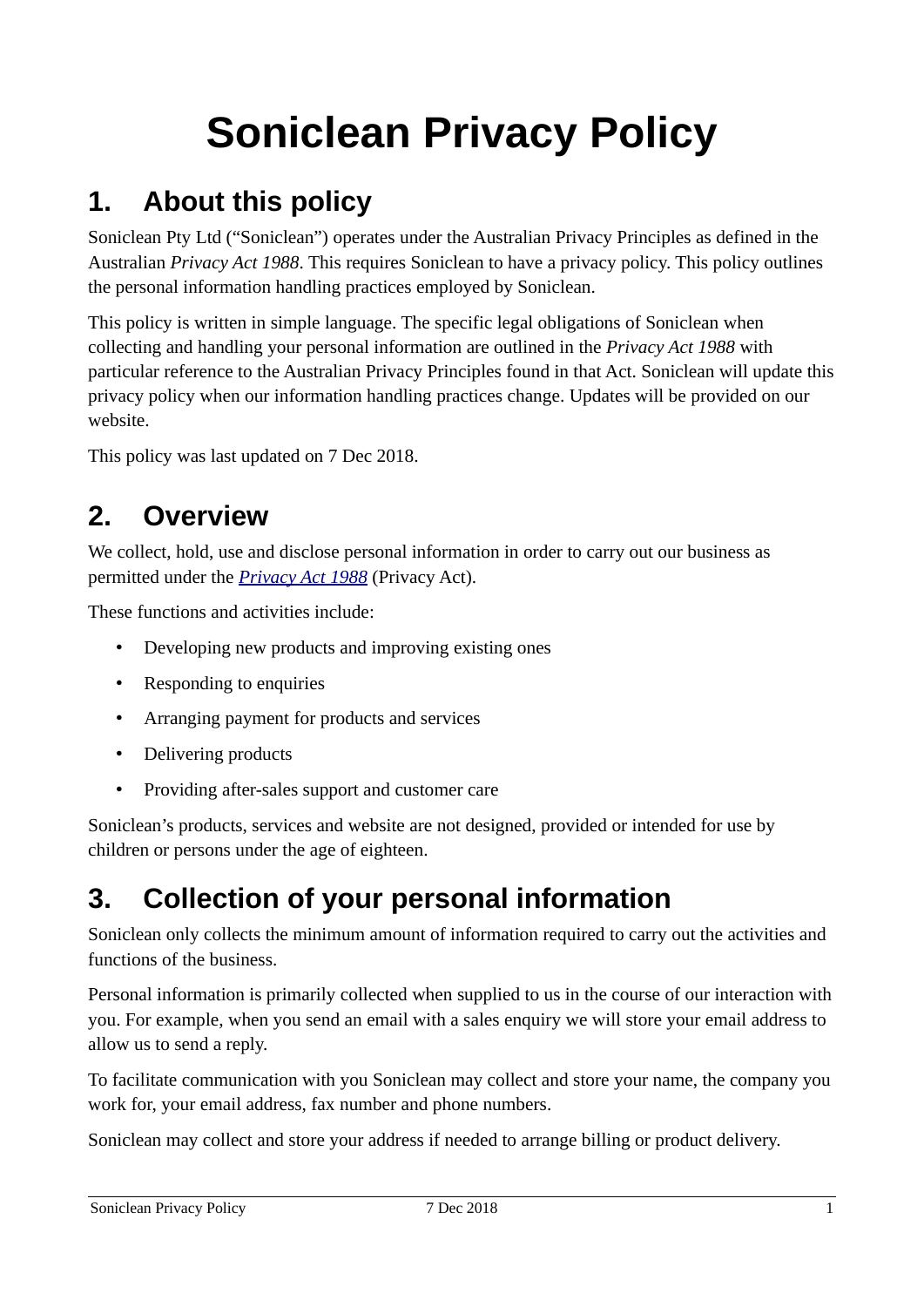# Soniclean Privacy Policy

## 1. About this policy

Soniclean Pty Ltd ("Soniclean") operates under the Australian Privacy Principles as defined in the Australian *Privacy Act 1988*. This requires Soniclean to have a privacy policy. This policy outlines the personal information handling practices employed by Soniclean.

This policy is written in simple language. The specific legal obligations of Soniclean when collecting and handling your personal information are outlined in the *Privacy Act 1988* with particular reference to the Australian Privacy Principles found in that Act. Soniclean will update this privacy policy when our information handling practices change. Updates will be provided on our website.

This policy was last updated on 7 Dec 2018.

## 2. Overview

We collect, hold, use and disclose personal information in order to carry out our business as permitted under the *Privacy Act 1988* (Privacy Act).

These functions and activities include:

- Developing new products and improving existing ones
- Responding to enquiries
- Arranging payment for products and services
- Delivering products
- Providing after-sales support and customer care

Soniclean's products, services and website are not designed, provided or intended for use by children or persons under the age of eighteen.

## 3. Collection of your personal information

Soniclean only collects the minimum amount of information required to carry out the activities and functions of the business.

Personal information is primarily collected when supplied to us in the course of our interaction with you. For example, when you send an email with a sales enquiry we will store your email address to allow us to send a reply.

To facilitate communication with you Soniclean may collect and store your name, the company you work for, your email address, fax number and phone numbers.

Soniclean may collect and store your address if needed to arrange billing or product delivery.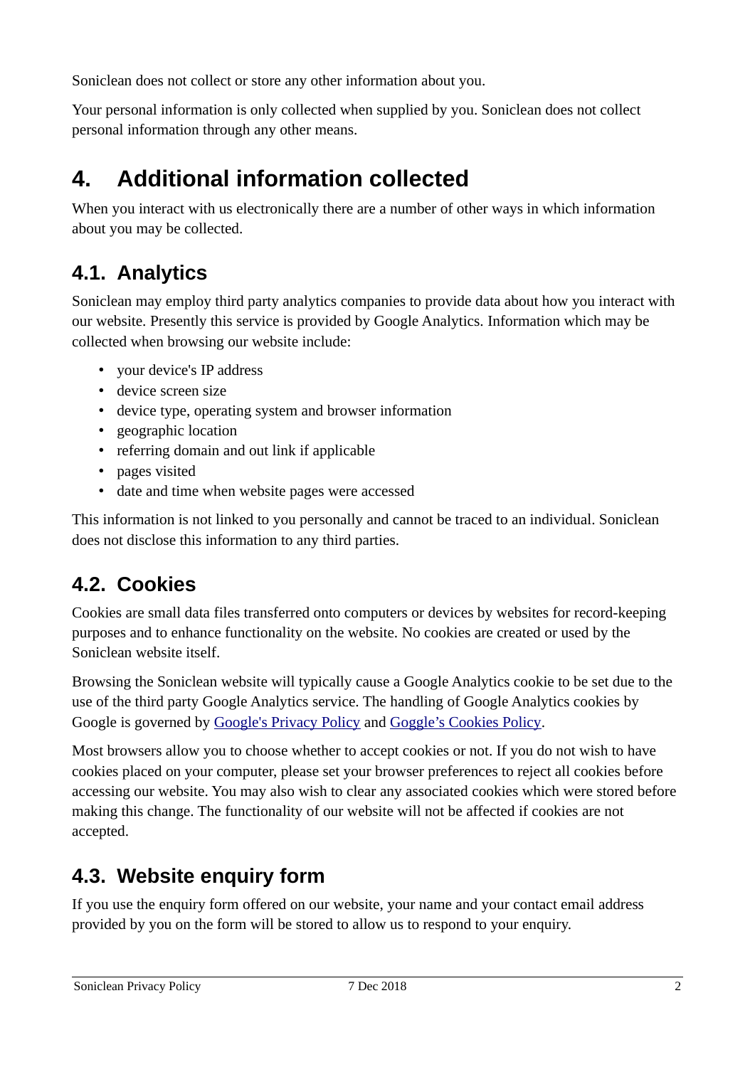Soniclean does not collect or store any other information about you.

Your personal information is only collected when supplied by you. Soniclean does not collect personal information through any other means.

# 4. Additional information collected

When you interact with us electronically there are a number of other ways in which information about you may be collected.

## 4.1. Analytics

Soniclean may employ third party analytics companies to provide data about how you interact with our website. Presently this service is provided by Google Analytics. Information which may be collected when browsing our website include:

- your device's IP address
- device screen size
- device type, operating system and browser information
- geographic location
- referring domain and out link if applicable
- pages visited
- date and time when website pages were accessed

This information is not linked to you personally and cannot be traced to an individual. Soniclean does not disclose this information to any third parties.

## 4.2. Cookies

Cookies are small data files transferred onto computers or devices by websites for record-keeping purposes and to enhance functionality on the website. No cookies are created or used by the Soniclean website itself.

Browsing the Soniclean website will typically cause a Google Analytics cookie to be set due to the use of the third party Google Analytics service. The handling of Google Analytics cookies by Google is governed by Google's Privacy Policy and Goggle's Cookies Policy.

Most browsers allow you to choose whether to accept cookies or not. If you do not wish to have cookies placed on your computer, please set your browser preferences to reject all cookies before accessing our website. You may also wish to clear any associated cookies which were stored before making this change. The functionality of our website will not be affected if cookies are not accepted.

## 4.3. Website enquiry form

If you use the enquiry form offered on our website, your name and your contact email address provided by you on the form will be stored to allow us to respond to your enquiry.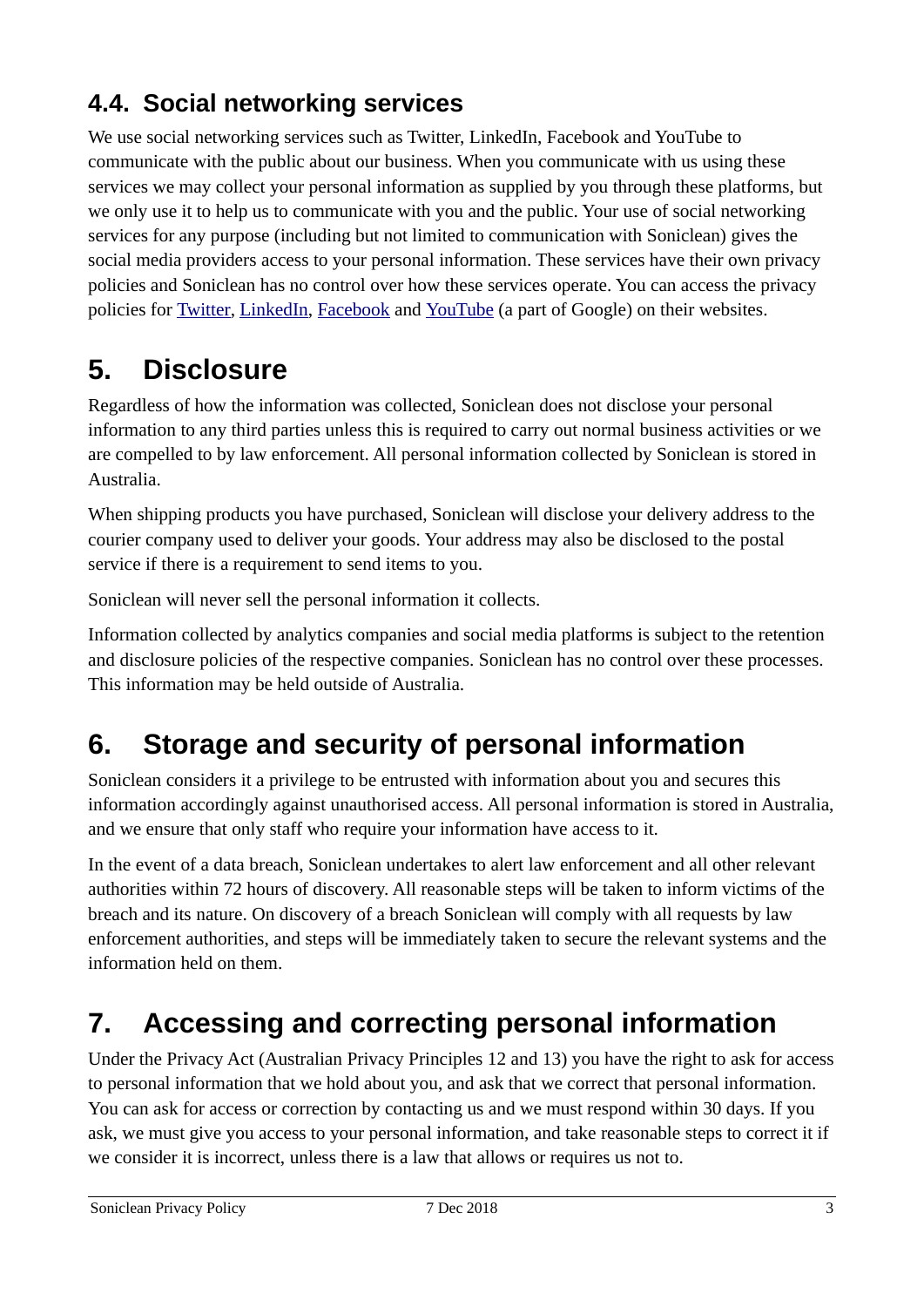### 4.4. Social networking services

We use social networking services such as Twitter, LinkedIn, Facebook and YouTube to communicate with the public about our business. When you communicate with us using these services we may collect your personal information as supplied by you through these platforms, but we only use it to help us to communicate with you and the public. Your use of social networking services for any purpose (including but not limited to communication with Soniclean) gives the social media providers access to your personal information. These services have their own privacy policies and Soniclean has no control over how these services operate. You can access the privacy policies for Twitter, LinkedIn, Facebook and YouTube (a part of Google) on their websites.

## 5. Disclosure

Regardless of how the information was collected, Soniclean does not disclose your personal information to any third parties unless this is required to carry out normal business activities or we are compelled to by law enforcement. All personal information collected by Soniclean is stored in Australia.

When shipping products you have purchased, Soniclean will disclose your delivery address to the courier company used to deliver your goods. Your address may also be disclosed to the postal service if there is a requirement to send items to you.

Soniclean will never sell the personal information it collects.

Information collected by analytics companies and social media platforms is subject to the retention and disclosure policies of the respective companies. Soniclean has no control over these processes. This information may be held outside of Australia.

## 6. Storage and security of personal information

Soniclean considers it a privilege to be entrusted with information about you and secures this information accordingly against unauthorised access. All personal information is stored in Australia, and we ensure that only staff who require your information have access to it.

In the event of a data breach, Soniclean undertakes to alert law enforcement and all other relevant authorities within 72 hours of discovery. All reasonable steps will be taken to inform victims of the breach and its nature. On discovery of a breach Soniclean will comply with all requests by law enforcement authorities, and steps will be immediately taken to secure the relevant systems and the information held on them.

## 7. Accessing and correcting personal information

Under the Privacy Act (Australian Privacy Principles 12 and 13) you have the right to ask for access to personal information that we hold about you, and ask that we correct that personal information. You can ask for access or correction by contacting us and we must respond within 30 days. If you ask, we must give you access to your personal information, and take reasonable steps to correct it if we consider it is incorrect, unless there is a law that allows or requires us not to.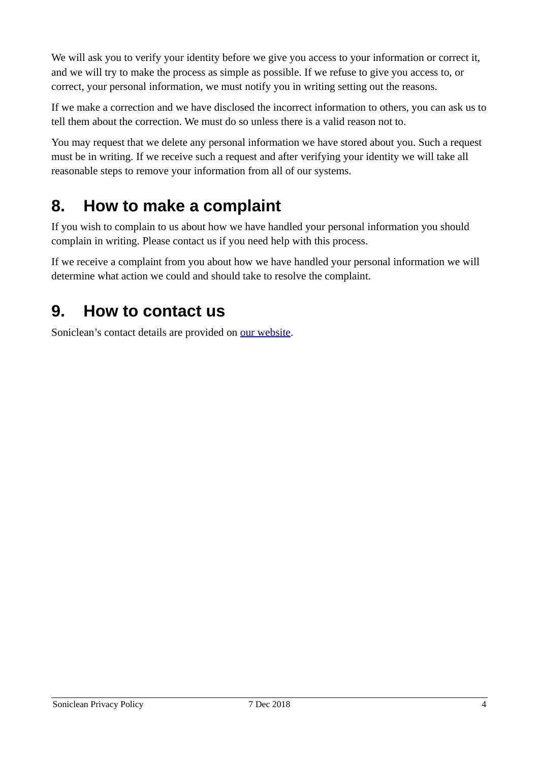We will ask you to verify your identity before we give you access to your information or correct it, and we will try to make the process as simple as possible. If we refuse to give you access to, or correct, your personal information, we must notify you in writing setting out the reasons.

If we make a correction and we have disclosed the incorrect information to others, you can ask us to tell them about the correction. We must do so unless there is a valid reason not to.

You may request that we delete any personal information we have stored about you. Such a request must be in writing. If we receive such a request and after verifying your identity we will take all reasonable steps to remove your information from all of our systems.

## 8. How to make a complaint

If you wish to complain to us about how we have handled your personal information you should complain in writing. Please contact us if you need help with this process.

If we receive a complaint from you about how we have handled your personal information we will determine what action we could and should take to resolve the complaint.

## 9. How to contact us

Soniclean's contact details are provided on our website.